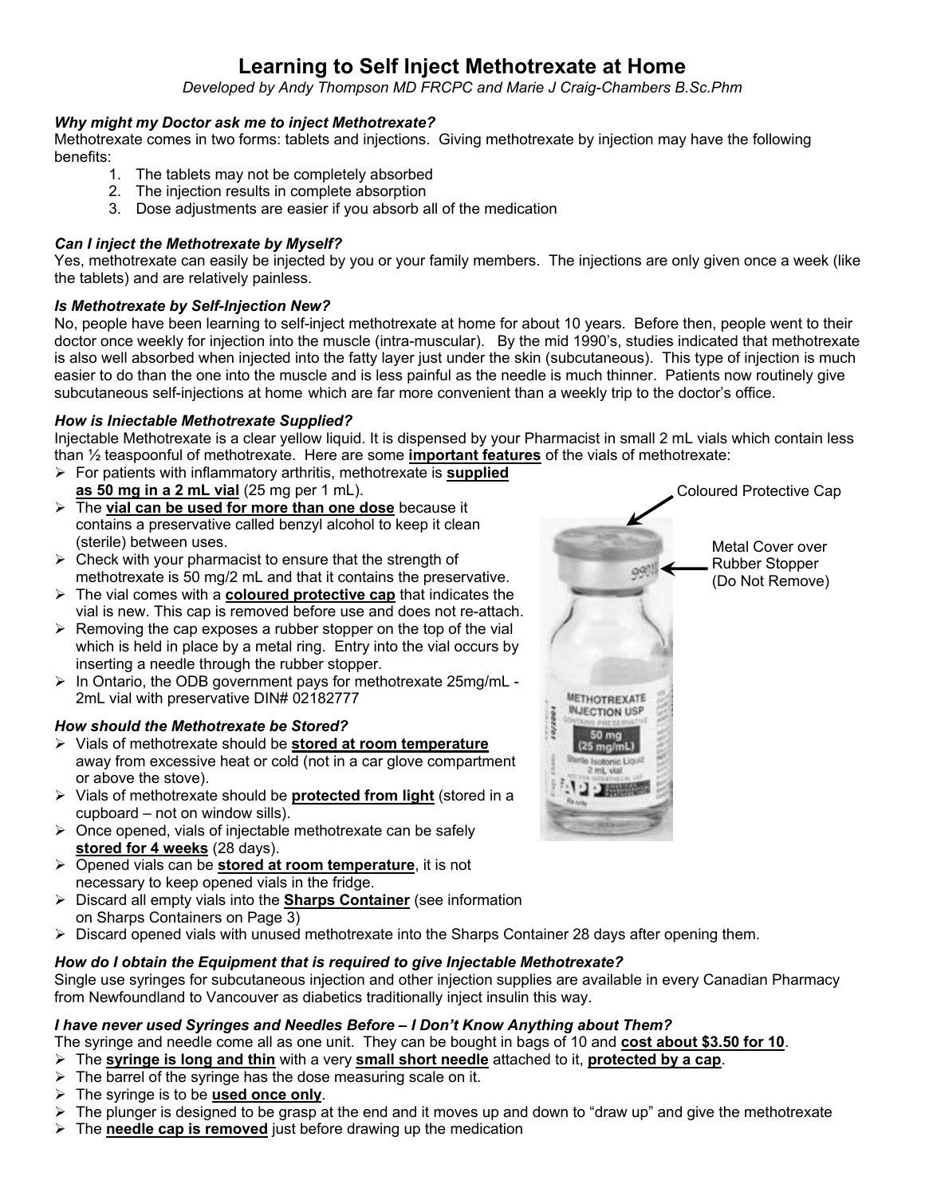# Learning to Self Inject Methotrexate at Home

*Developed by Andy Thompson MD FRCPC and Marie J Craig-Chambers B.Sc.Phm*

### *Why might my Doctor ask me to inject Methotrexate?*

Methotrexate comes in two forms: tablets and injections. Giving methotrexate by injection may have the following benefits:

1. The tablets may not be completely absorbed
2. The injection results in complete absorption
3. Dose adjustments are easier if you absorb all of the medication

### *Can I inject the Methotrexate by Myself?*

Yes, methotrexate can easily be injected by you or your family members. The injections are only given once a week (like the tablets) and are relatively painless.

### *Is Methotrexate by Self-Injection New?*

No, people have been learning to self-inject methotrexate at home for about 10 years. Before then, people went to their doctor once weekly for injection into the muscle (intra-muscular). By the mid 1990's, studies indicated that methotrexate is also well absorbed when injected into the fatty layer just under the skin (subcutaneous). This type of injection is much easier to do than the one into the muscle and is less painful as the needle is much thinner. Patients now routinely give subcutaneous self-injections at home which are far more convenient than a weekly trip to the doctor's office.

### *How is Iniectable Methotrexate Supplied?*

Injectable Methotrexate is a clear yellow liquid. It is dispensed by your Pharmacist in small 2 mL vials which contain less than ½ teaspoonful of methotrexate. Here are some **important features** of the vials of methotrexate:

- For patients with inflammatory arthritis, methotrexate is **supplied as 50 mg in a 2 mL vial** (25 mg per 1 mL).
- The **vial can be used for more than one dose** because it contains a preservative called benzyl alcohol to keep it clean (sterile) between uses.
- Check with your pharmacist to ensure that the strength of methotrexate is 50 mg/2 mL and that it contains the preservative.
- The vial comes with a **coloured protective cap** that indicates the vial is new. This cap is removed before use and does not re-attach.
- Removing the cap exposes a rubber stopper on the top of the vial which is held in place by a metal ring. Entry into the vial occurs by inserting a needle through the rubber stopper.
- In Ontario, the ODB government pays for methotrexate 25mg/mL - 2mL vial with preservative DIN# 02182777

Coloured Protective Cap

Metal Cover over Rubber Stopper (Do Not Remove)

### *How should the Methotrexate be Stored?*

- Vials of methotrexate should be **stored at room temperature** away from excessive heat or cold (not in a car glove compartment or above the stove).
- Vials of methotrexate should be **protected from light** (stored in a cupboard – not on window sills).
- Once opened, vials of injectable methotrexate can be safely **stored for 4 weeks** (28 days).
- Opened vials can be **stored at room temperature**, it is not necessary to keep opened vials in the fridge.
- Discard all empty vials into the **Sharps Container** (see information on Sharps Containers on Page 3)
- Discard opened vials with unused methotrexate into the Sharps Container 28 days after opening them.

### *How do I obtain the Equipment that is required to give Injectable Methotrexate?*

Single use syringes for subcutaneous injection and other injection supplies are available in every Canadian Pharmacy from Newfoundland to Vancouver as diabetics traditionally inject insulin this way.

### *I have never used Syringes and Needles Before – I Don't Know Anything about Them?*

The syringe and needle come all as one unit. They can be bought in bags of 10 and **cost about $3.50 for 10**.

- The **syringe is long and thin** with a very **small short needle** attached to it, **protected by a cap**.
- The barrel of the syringe has the dose measuring scale on it.
- The syringe is to be **used once only**.
- The plunger is designed to be grasp at the end and it moves up and down to "draw up" and give the methotrexate
- The **needle cap is removed** just before drawing up the medication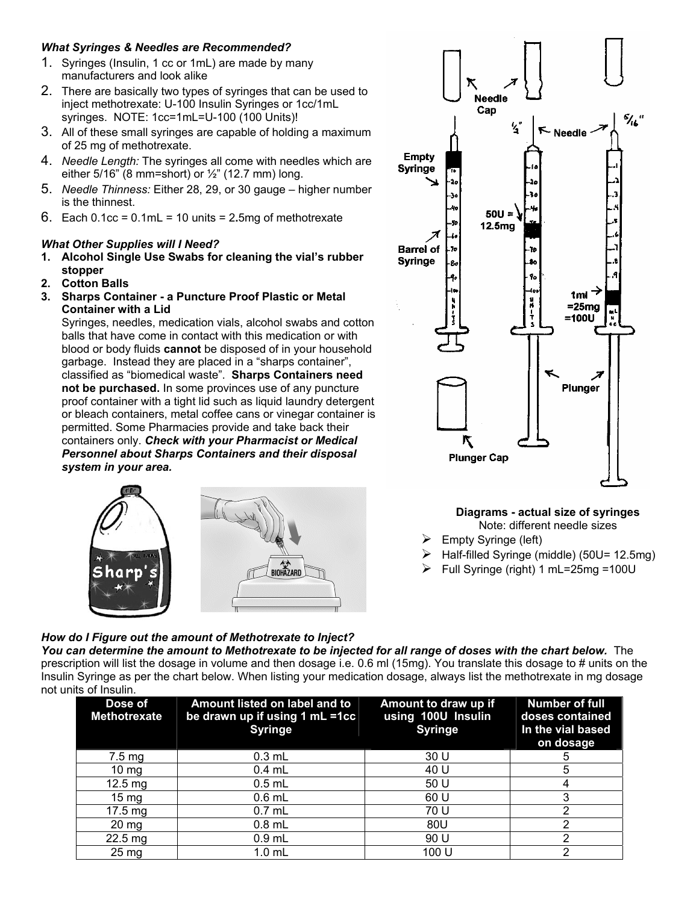***What Syringes & Needles are Recommended?***

1. Syringes (Insulin, 1 cc or 1mL) are made by many manufacturers and look alike
2. There are basically two types of syringes that can be used to inject methotrexate: U-100 Insulin Syringes or 1cc/1mL syringes. NOTE: 1cc=1mL=U-100 (100 Units)!
3. All of these small syringes are capable of holding a maximum of 25 mg of methotrexate.
4. *Needle Length:* The syringes all come with needles which are either 5/16" (8 mm=short) or ½" (12.7 mm) long.
5. *Needle Thinness:* Either 28, 29, or 30 gauge – higher number is the thinnest.
6. Each 0.1cc = 0.1mL = 10 units = 2.5mg of methotrexate

***What Other Supplies will I Need?***

1. **Alcohol Single Use Swabs for cleaning the vial's rubber stopper**
2. **Cotton Balls**
3. **Sharps Container - a Puncture Proof Plastic or Metal Container with a Lid**

   Syringes, needles, medication vials, alcohol swabs and cotton balls that have come in contact with this medication or with blood or body fluids **cannot** be disposed of in your household garbage. Instead they are placed in a "sharps container", classified as "biomedical waste". **Sharps Containers need not be purchased.** In some provinces use of any puncture proof container with a tight lid such as liquid laundry detergent or bleach containers, metal coffee cans or vinegar container is permitted. Some Pharmacies provide and take back their containers only. ***Check with your Pharmacist or Medical Personnel about Sharps Containers and their disposal system in your area.***

**Diagrams - actual size of syringes**

Note: different needle sizes

- Empty Syringe (left)
- Half-filled Syringe (middle) (50U= 12.5mg)
- Full Syringe (right) 1 mL=25mg =100U

***How do I Figure out the amount of Methotrexate to Inject?***

***You can determine the amount to Methotrexate to be injected for all range of doses with the chart below.*** The prescription will list the dosage in volume and then dosage i.e. 0.6 ml (15mg). You translate this dosage to # units on the Insulin Syringe as per the chart below. When listing your medication dosage, always list the methotrexate in mg dosage not units of Insulin.

| Dose of Methotrexate | Amount listed on label and to be drawn up if using 1 mL =1cc Syringe | Amount to draw up if using 100U Insulin Syringe | Number of full doses contained In the vial based on dosage |
|---|---|---|---|
| 7.5 mg | 0.3 mL | 30 U | 5 |
| 10 mg | 0.4 mL | 40 U | 5 |
| 12.5 mg | 0.5 mL | 50 U | 4 |
| 15 mg | 0.6 mL | 60 U | 3 |
| 17.5 mg | 0.7 mL | 70 U | 2 |
| 20 mg | 0.8 mL | 80U | 2 |
| 22.5 mg | 0.9 mL | 90 U | 2 |
| 25 mg | 1.0 mL | 100 U | 2 |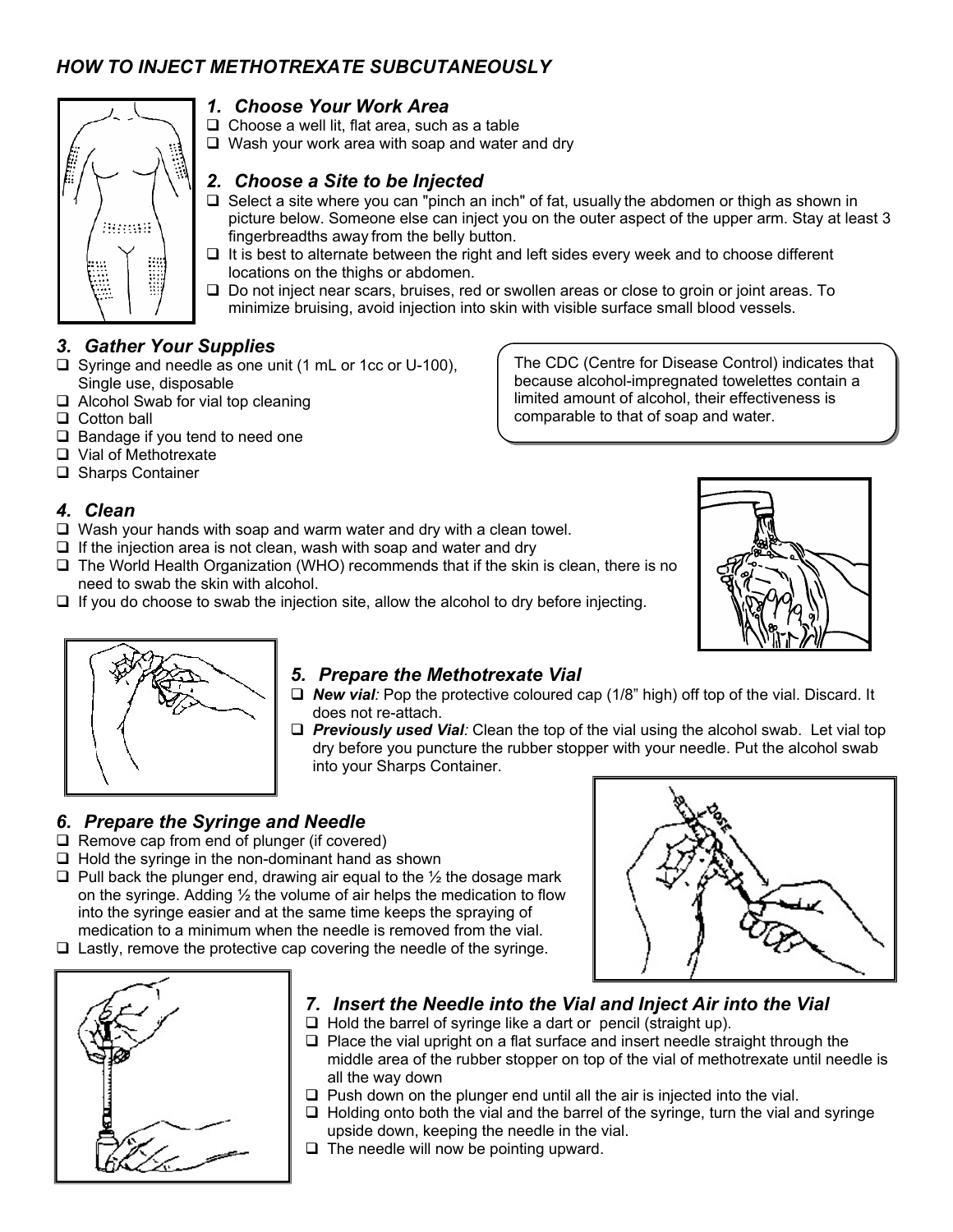## *HOW TO INJECT METHOTREXATE SUBCUTANEOUSLY*

### *1. Choose Your Work Area*

- Choose a well lit, flat area, such as a table
- Wash your work area with soap and water and dry

### *2. Choose a Site to be Injected*

- Select a site where you can "pinch an inch" of fat, usually the abdomen or thigh as shown in picture below. Someone else can inject you on the outer aspect of the upper arm. Stay at least 3 fingerbreadths away from the belly button.
- It is best to alternate between the right and left sides every week and to choose different locations on the thighs or abdomen.
- Do not inject near scars, bruises, red or swollen areas or close to groin or joint areas. To minimize bruising, avoid injection into skin with visible surface small blood vessels.

### *3. Gather Your Supplies*

- Syringe and needle as one unit (1 mL or 1cc or U-100), Single use, disposable
- Alcohol Swab for vial top cleaning
- Cotton ball
- Bandage if you tend to need one
- Vial of Methotrexate
- Sharps Container

The CDC (Centre for Disease Control) indicates that because alcohol-impregnated towelettes contain a limited amount of alcohol, their effectiveness is comparable to that of soap and water.

### *4. Clean*

- Wash your hands with soap and warm water and dry with a clean towel.
- If the injection area is not clean, wash with soap and water and dry
- The World Health Organization (WHO) recommends that if the skin is clean, there is no need to swab the skin with alcohol.
- If you do choose to swab the injection site, allow the alcohol to dry before injecting.

### *5. Prepare the Methotrexate Vial*

- ***New vial**:* Pop the protective coloured cap (1/8" high) off top of the vial. Discard. It does not re-attach.
- ***Previously used Vial**:* Clean the top of the vial using the alcohol swab. Let vial top dry before you puncture the rubber stopper with your needle. Put the alcohol swab into your Sharps Container.

### *6. Prepare the Syringe and Needle*

- Remove cap from end of plunger (if covered)
- Hold the syringe in the non-dominant hand as shown
- Pull back the plunger end, drawing air equal to the ½ the dosage mark on the syringe. Adding ½ the volume of air helps the medication to flow into the syringe easier and at the same time keeps the spraying of medication to a minimum when the needle is removed from the vial.
- Lastly, remove the protective cap covering the needle of the syringe.

### *7. Insert the Needle into the Vial and Inject Air into the Vial*

- Hold the barrel of syringe like a dart or pencil (straight up).
- Place the vial upright on a flat surface and insert needle straight through the middle area of the rubber stopper on top of the vial of methotrexate until needle is all the way down
- Push down on the plunger end until all the air is injected into the vial.
- Holding onto both the vial and the barrel of the syringe, turn the vial and syringe upside down, keeping the needle in the vial.
- The needle will now be pointing upward.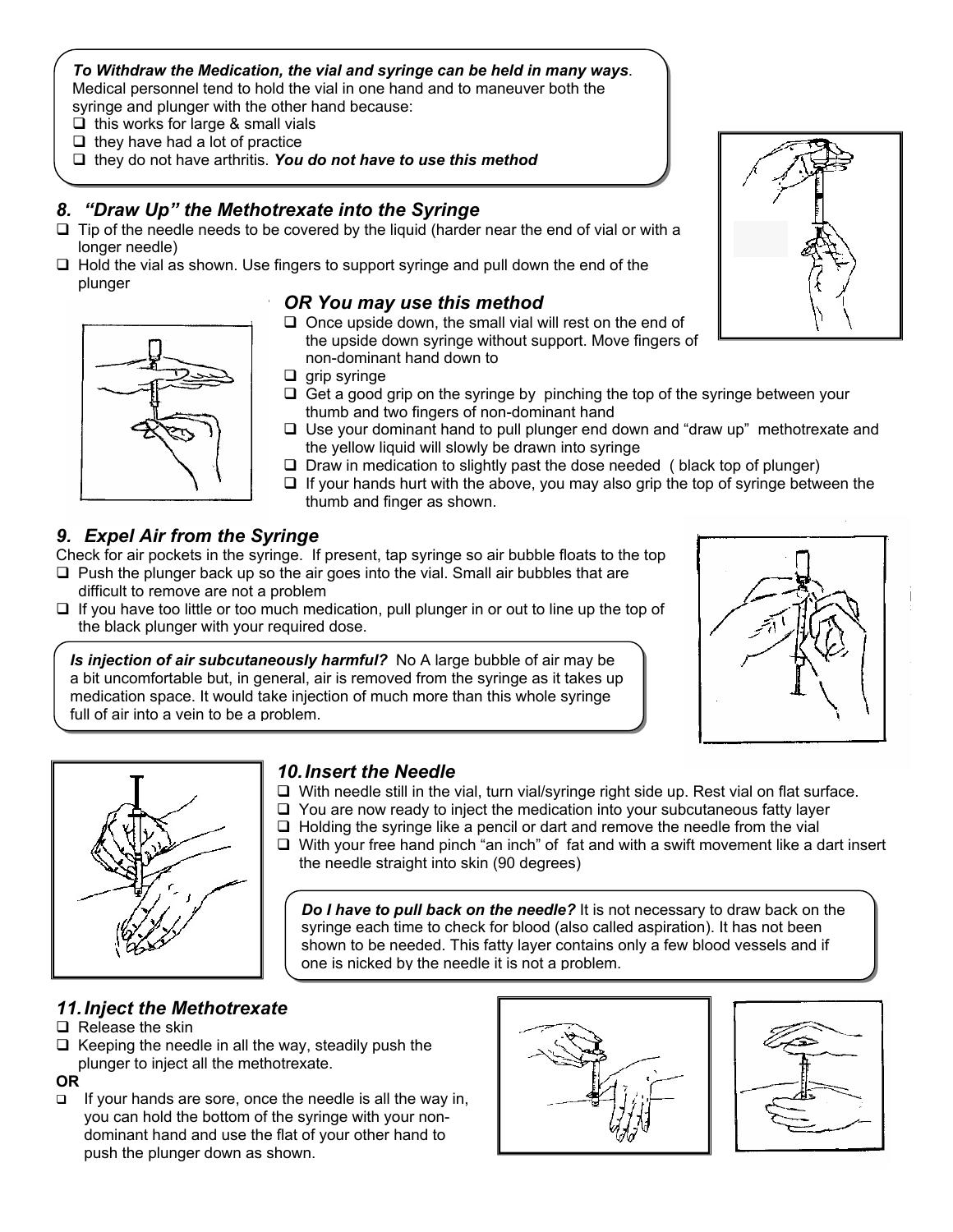***To Withdraw the Medication, the vial and syringe can be held in many ways*.**
Medical personnel tend to hold the vial in one hand and to maneuver both the syringe and plunger with the other hand because:

- this works for large & small vials
- they have had a lot of practice
- they do not have arthritis. ***You do not have to use this method***

## 8. *"Draw Up" the Methotrexate into the Syringe*

- Tip of the needle needs to be covered by the liquid (harder near the end of vial or with a longer needle)
- Hold the vial as shown. Use fingers to support syringe and pull down the end of the plunger

### *OR You may use this method*

- Once upside down, the small vial will rest on the end of the upside down syringe without support. Move fingers of non-dominant hand down to
- grip syringe
- Get a good grip on the syringe by pinching the top of the syringe between your thumb and two fingers of non-dominant hand
- Use your dominant hand to pull plunger end down and "draw up" methotrexate and the yellow liquid will slowly be drawn into syringe
- Draw in medication to slightly past the dose needed ( black top of plunger)
- If your hands hurt with the above, you may also grip the top of syringe between the thumb and finger as shown.

## 9. *Expel Air from the Syringe*

Check for air pockets in the syringe. If present, tap syringe so air bubble floats to the top

- Push the plunger back up so the air goes into the vial. Small air bubbles that are difficult to remove are not a problem
- If you have too little or too much medication, pull plunger in or out to line up the top of the black plunger with your required dose.

***Is injection of air subcutaneously harmful?*** No A large bubble of air may be a bit uncomfortable but, in general, air is removed from the syringe as it takes up medication space. It would take injection of much more than this whole syringe full of air into a vein to be a problem.

## 10. *Insert the Needle*

- With needle still in the vial, turn vial/syringe right side up. Rest vial on flat surface.
- You are now ready to inject the medication into your subcutaneous fatty layer
- Holding the syringe like a pencil or dart and remove the needle from the vial
- With your free hand pinch "an inch" of fat and with a swift movement like a dart insert the needle straight into skin (90 degrees)

***Do I have to pull back on the needle?*** It is not necessary to draw back on the syringe each time to check for blood (also called aspiration). It has not been shown to be needed. This fatty layer contains only a few blood vessels and if one is nicked by the needle it is not a problem.

## 11. *Inject the Methotrexate*

- Release the skin
- Keeping the needle in all the way, steadily push the plunger to inject all the methotrexate.

**OR**

- If your hands are sore, once the needle is all the way in, you can hold the bottom of the syringe with your non-dominant hand and use the flat of your other hand to push the plunger down as shown.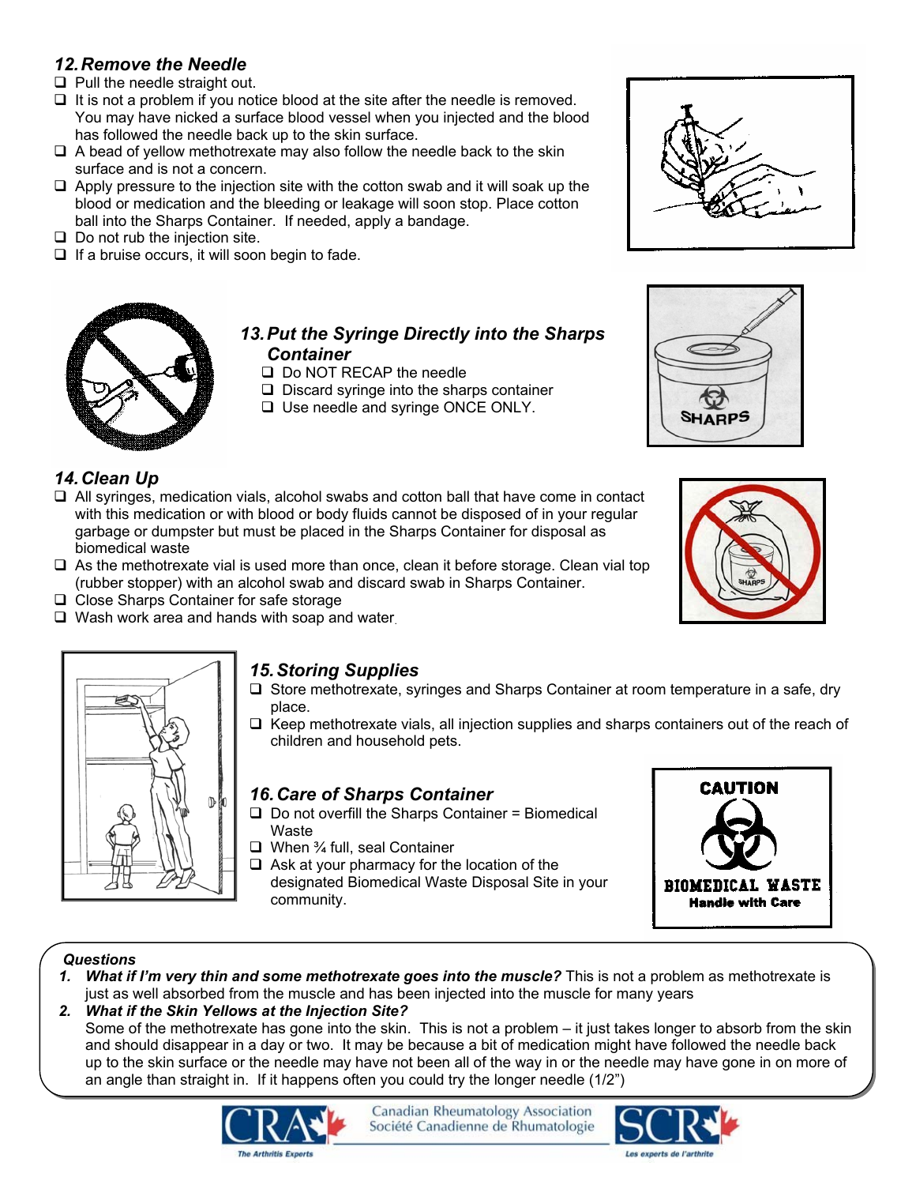### 12. Remove the Needle

- Pull the needle straight out.
- It is not a problem if you notice blood at the site after the needle is removed. You may have nicked a surface blood vessel when you injected and the blood has followed the needle back up to the skin surface.
- A bead of yellow methotrexate may also follow the needle back to the skin surface and is not a concern.
- Apply pressure to the injection site with the cotton swab and it will soak up the blood or medication and the bleeding or leakage will soon stop. Place cotton ball into the Sharps Container. If needed, apply a bandage.
- Do not rub the injection site.
- If a bruise occurs, it will soon begin to fade.

### 13. Put the Syringe Directly into the Sharps Container

- Do NOT RECAP the needle
- Discard syringe into the sharps container
- Use needle and syringe ONCE ONLY.

### 14. Clean Up

- All syringes, medication vials, alcohol swabs and cotton ball that have come in contact with this medication or with blood or body fluids cannot be disposed of in your regular garbage or dumpster but must be placed in the Sharps Container for disposal as biomedical waste
- As the methotrexate vial is used more than once, clean it before storage. Clean vial top (rubber stopper) with an alcohol swab and discard swab in Sharps Container.
- Close Sharps Container for safe storage
- Wash work area and hands with soap and water.

### 15. Storing Supplies

- Store methotrexate, syringes and Sharps Container at room temperature in a safe, dry place.
- Keep methotrexate vials, all injection supplies and sharps containers out of the reach of children and household pets.

### 16. Care of Sharps Container

- Do not overfill the Sharps Container = Biomedical Waste
- When ¾ full, seal Container
- Ask at your pharmacy for the location of the designated Biomedical Waste Disposal Site in your community.

**Questions**

1. ***What if I'm very thin and some methotrexate goes into the muscle?*** This is not a problem as methotrexate is just as well absorbed from the muscle and has been injected into the muscle for many years
2. ***What if the Skin Yellows at the Injection Site?***
   Some of the methotrexate has gone into the skin. This is not a problem – it just takes longer to absorb from the skin and should disappear in a day or two. It may be because a bit of medication might have followed the needle back up to the skin surface or the needle may have not been all of the way in or the needle may have gone in on more of an angle than straight in. If it happens often you could try the longer needle (1/2")

CRA – The Arthritis Experts | Canadian Rheumatology Association / Société Canadienne de Rhumatologie | SCR – Les experts de l'arthrite